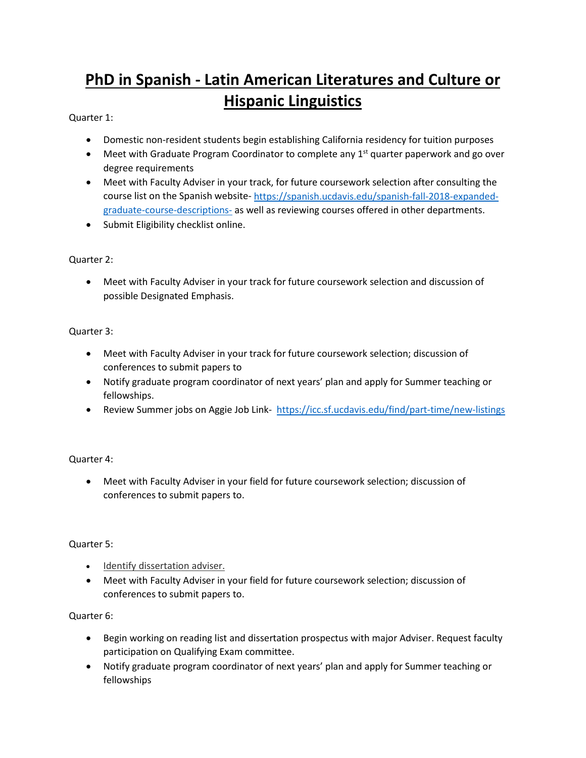# PhD in Spanish - Latin American Literatures and Culture or Hispanic Linguistics

Quarter 1:

- Domestic non-resident students begin establishing California residency for tuition purposes
- Meet with Graduate Program Coordinator to complete any 1st quarter paperwork and go over degree requirements
- Meet with Faculty Adviser in your track, for future coursework selection after consulting the course list on the Spanish website- https://spanish.ucdavis.edu/spanish-fall-2018-expanded-graduate-course-descriptions- as well as reviewing courses offered in other departments.
- Submit Eligibility checklist online.

Quarter 2:

- Meet with Faculty Adviser in your track for future coursework selection and discussion of possible Designated Emphasis.

Quarter 3:

- Meet with Faculty Adviser in your track for future coursework selection; discussion of conferences to submit papers to
- Notify graduate program coordinator of next years' plan and apply for Summer teaching or fellowships.
- Review Summer jobs on Aggie Job Link- https://icc.sf.ucdavis.edu/find/part-time/new-listings

Quarter 4:

- Meet with Faculty Adviser in your field for future coursework selection; discussion of conferences to submit papers to.

Quarter 5:

- Identify dissertation adviser.
- Meet with Faculty Adviser in your field for future coursework selection; discussion of conferences to submit papers to.

Quarter 6:

- Begin working on reading list and dissertation prospectus with major Adviser. Request faculty participation on Qualifying Exam committee.
- Notify graduate program coordinator of next years' plan and apply for Summer teaching or fellowships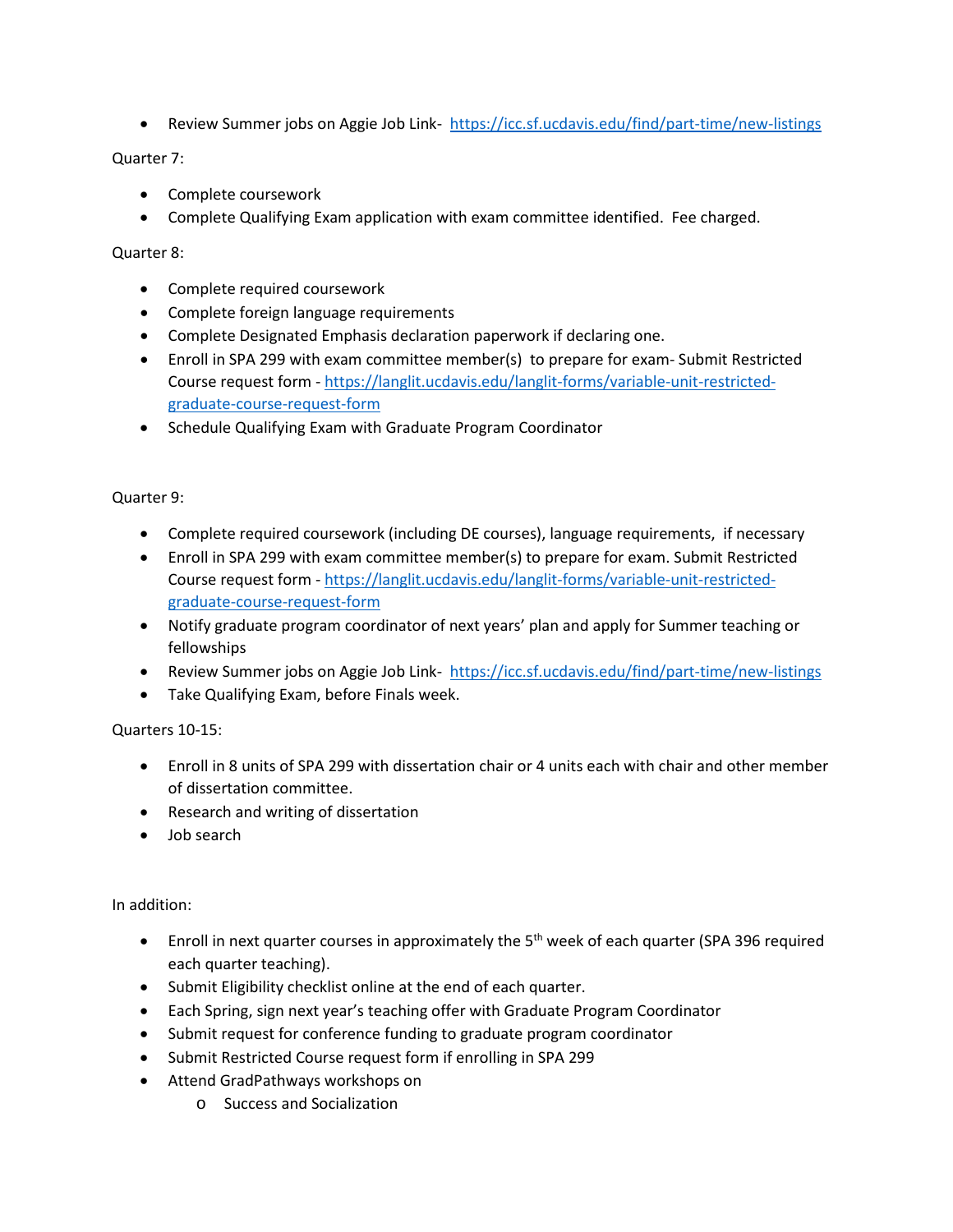- Review Summer jobs on Aggie Job Link- https://icc.sf.ucdavis.edu/find/part-time/new-listings

Quarter 7:

- Complete coursework
- Complete Qualifying Exam application with exam committee identified. Fee charged.

Quarter 8:

- Complete required coursework
- Complete foreign language requirements
- Complete Designated Emphasis declaration paperwork if declaring one.
- Enroll in SPA 299 with exam committee member(s) to prepare for exam- Submit Restricted Course request form - https://langlit.ucdavis.edu/langlit-forms/variable-unit-restricted-graduate-course-request-form
- Schedule Qualifying Exam with Graduate Program Coordinator

Quarter 9:

- Complete required coursework (including DE courses), language requirements, if necessary
- Enroll in SPA 299 with exam committee member(s) to prepare for exam. Submit Restricted Course request form - https://langlit.ucdavis.edu/langlit-forms/variable-unit-restricted-graduate-course-request-form
- Notify graduate program coordinator of next years' plan and apply for Summer teaching or fellowships
- Review Summer jobs on Aggie Job Link- https://icc.sf.ucdavis.edu/find/part-time/new-listings
- Take Qualifying Exam, before Finals week.

Quarters 10-15:

- Enroll in 8 units of SPA 299 with dissertation chair or 4 units each with chair and other member of dissertation committee.
- Research and writing of dissertation
- Job search

In addition:

- Enroll in next quarter courses in approximately the 5th week of each quarter (SPA 396 required each quarter teaching).
- Submit Eligibility checklist online at the end of each quarter.
- Each Spring, sign next year's teaching offer with Graduate Program Coordinator
- Submit request for conference funding to graduate program coordinator
- Submit Restricted Course request form if enrolling in SPA 299
- Attend GradPathways workshops on
  - Success and Socialization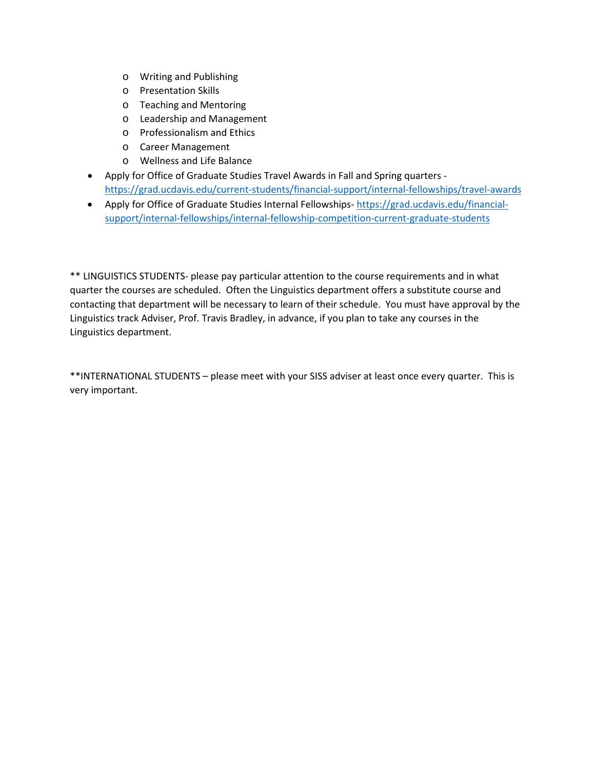- Writing and Publishing
  - Presentation Skills
  - Teaching and Mentoring
  - Leadership and Management
  - Professionalism and Ethics
  - Career Management
  - Wellness and Life Balance
- Apply for Office of Graduate Studies Travel Awards in Fall and Spring quarters - https://grad.ucdavis.edu/current-students/financial-support/internal-fellowships/travel-awards
- Apply for Office of Graduate Studies Internal Fellowships- https://grad.ucdavis.edu/financial-support/internal-fellowships/internal-fellowship-competition-current-graduate-students

** LINGUISTICS STUDENTS- please pay particular attention to the course requirements and in what quarter the courses are scheduled. Often the Linguistics department offers a substitute course and contacting that department will be necessary to learn of their schedule. You must have approval by the Linguistics track Adviser, Prof. Travis Bradley, in advance, if you plan to take any courses in the Linguistics department.

**INTERNATIONAL STUDENTS – please meet with your SISS adviser at least once every quarter. This is very important.